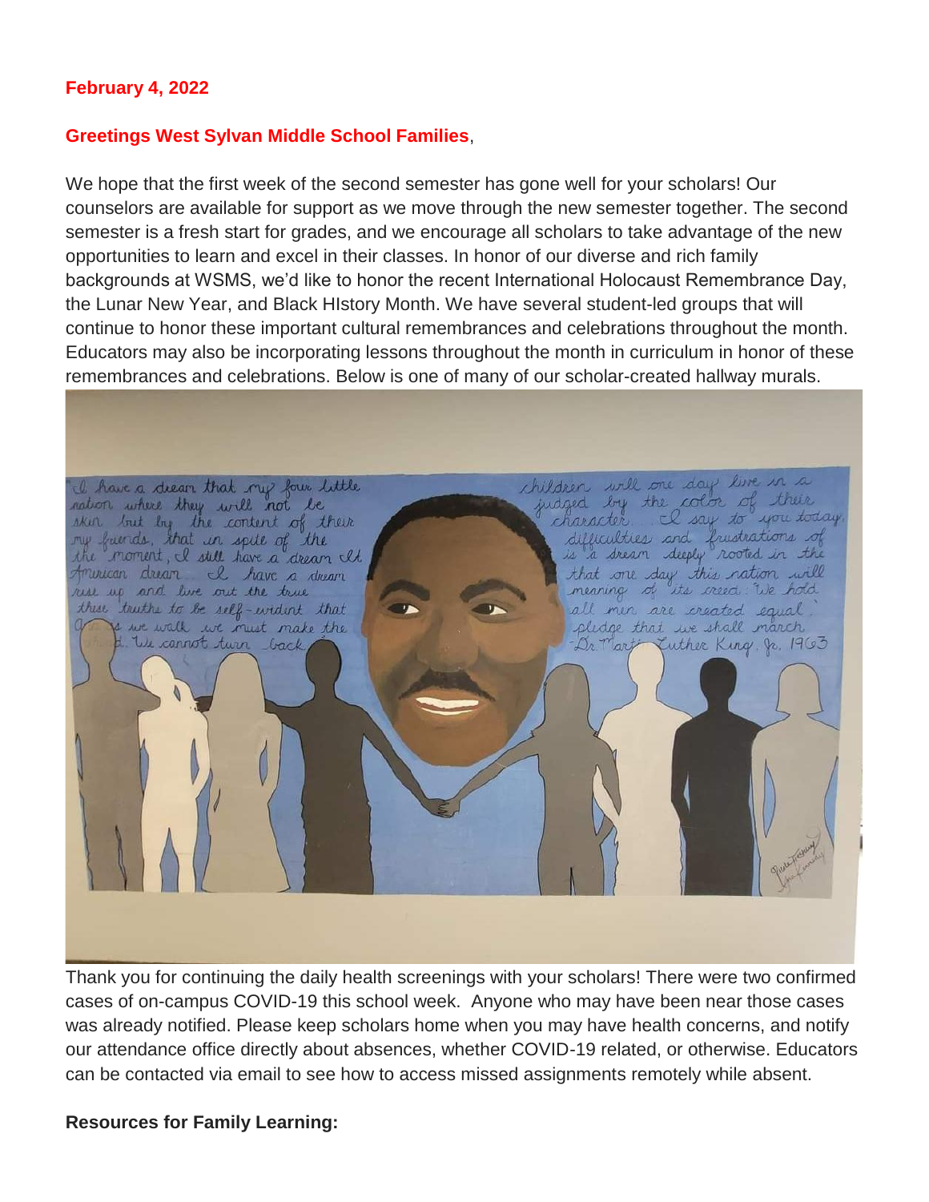**February 4, 2022**

**Greetings West Sylvan Middle School Families**,

We hope that the first week of the second semester has gone well for your scholars! Our counselors are available for support as we move through the new semester together. The second semester is a fresh start for grades, and we encourage all scholars to take advantage of the new opportunities to learn and excel in their classes. In honor of our diverse and rich family backgrounds at WSMS, we'd like to honor the recent International Holocaust Remembrance Day, the Lunar New Year, and Black HIstory Month. We have several student-led groups that will continue to honor these important cultural remembrances and celebrations throughout the month. Educators may also be incorporating lessons throughout the month in curriculum in honor of these remembrances and celebrations. Below is one of many of our scholar-created hallway murals.

Thank you for continuing the daily health screenings with your scholars! There were two confirmed cases of on-campus COVID-19 this school week. Anyone who may have been near those cases was already notified. Please keep scholars home when you may have health concerns, and notify our attendance office directly about absences, whether COVID-19 related, or otherwise. Educators can be contacted via email to see how to access missed assignments remotely while absent.

**Resources for Family Learning:**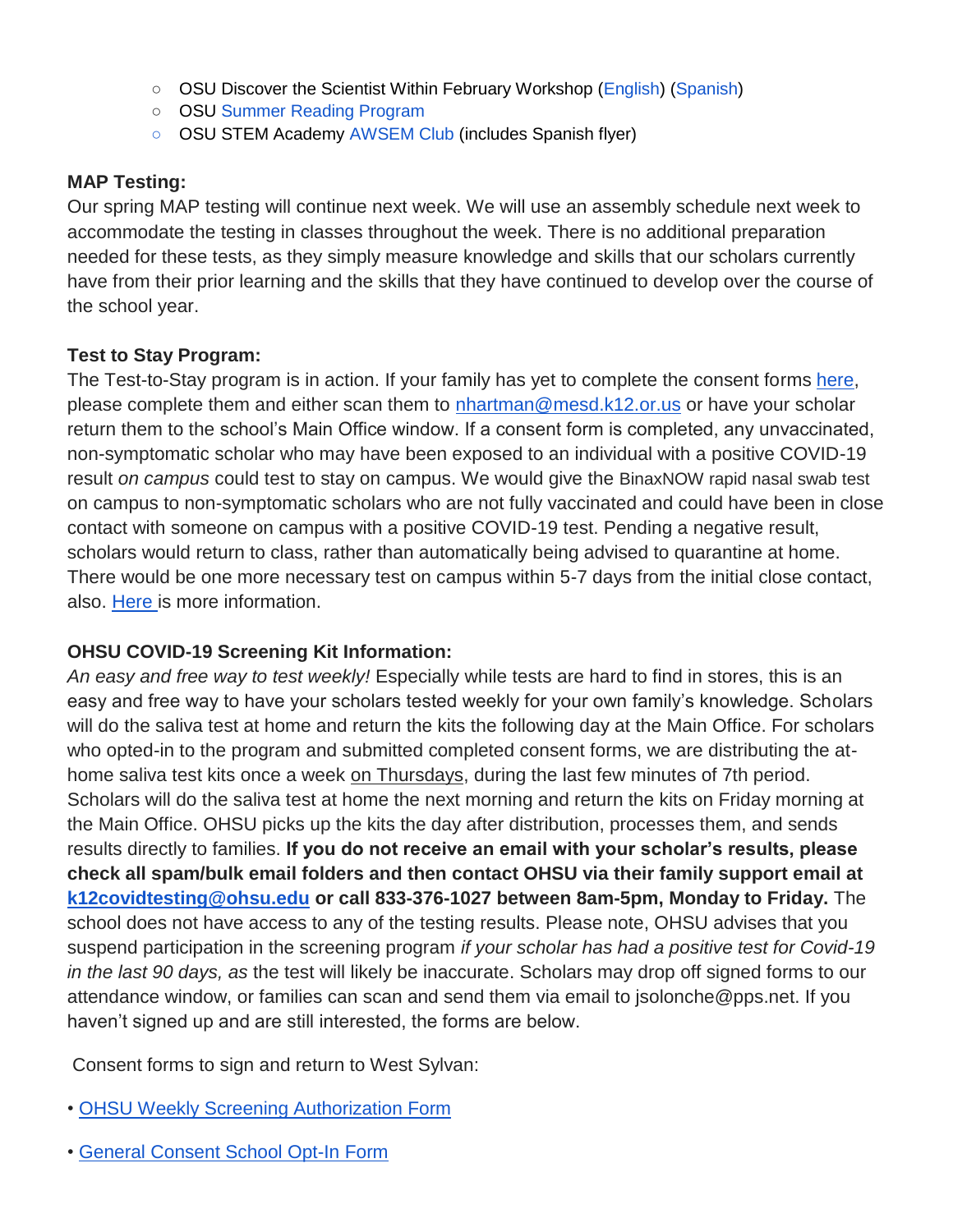- OSU Discover the Scientist Within February Workshop (English) (Spanish)
- OSU Summer Reading Program
- OSU STEM Academy AWSEM Club (includes Spanish flyer)

**MAP Testing:**
Our spring MAP testing will continue next week. We will use an assembly schedule next week to accommodate the testing in classes throughout the week. There is no additional preparation needed for these tests, as they simply measure knowledge and skills that our scholars currently have from their prior learning and the skills that they have continued to develop over the course of the school year.

**Test to Stay Program:**
The Test-to-Stay program is in action. If your family has yet to complete the consent forms here, please complete them and either scan them to nhartman@mesd.k12.or.us or have your scholar return them to the school's Main Office window. If a consent form is completed, any unvaccinated, non-symptomatic scholar who may have been exposed to an individual with a positive COVID-19 result *on campus* could test to stay on campus. We would give the BinaxNOW rapid nasal swab test on campus to non-symptomatic scholars who are not fully vaccinated and could have been in close contact with someone on campus with a positive COVID-19 test. Pending a negative result, scholars would return to class, rather than automatically being advised to quarantine at home. There would be one more necessary test on campus within 5-7 days from the initial close contact, also. Here is more information.

**OHSU COVID-19 Screening Kit Information:**
*An easy and free way to test weekly!* Especially while tests are hard to find in stores, this is an easy and free way to have your scholars tested weekly for your own family's knowledge. Scholars will do the saliva test at home and return the kits the following day at the Main Office. For scholars who opted-in to the program and submitted completed consent forms, we are distributing the at-home saliva test kits once a week on Thursdays, during the last few minutes of 7th period. Scholars will do the saliva test at home the next morning and return the kits on Friday morning at the Main Office. OHSU picks up the kits the day after distribution, processes them, and sends results directly to families. **If you do not receive an email with your scholar's results, please check all spam/bulk email folders and then contact OHSU via their family support email at k12covidtesting@ohsu.edu or call 833-376-1027 between 8am-5pm, Monday to Friday.** The school does not have access to any of the testing results. Please note, OHSU advises that you suspend participation in the screening program *if your scholar has had a positive test for Covid-19 in the last 90 days, as* the test will likely be inaccurate. Scholars may drop off signed forms to our attendance window, or families can scan and send them via email to jsolonche@pps.net. If you haven't signed up and are still interested, the forms are below.

Consent forms to sign and return to West Sylvan:

- OHSU Weekly Screening Authorization Form
- General Consent School Opt-In Form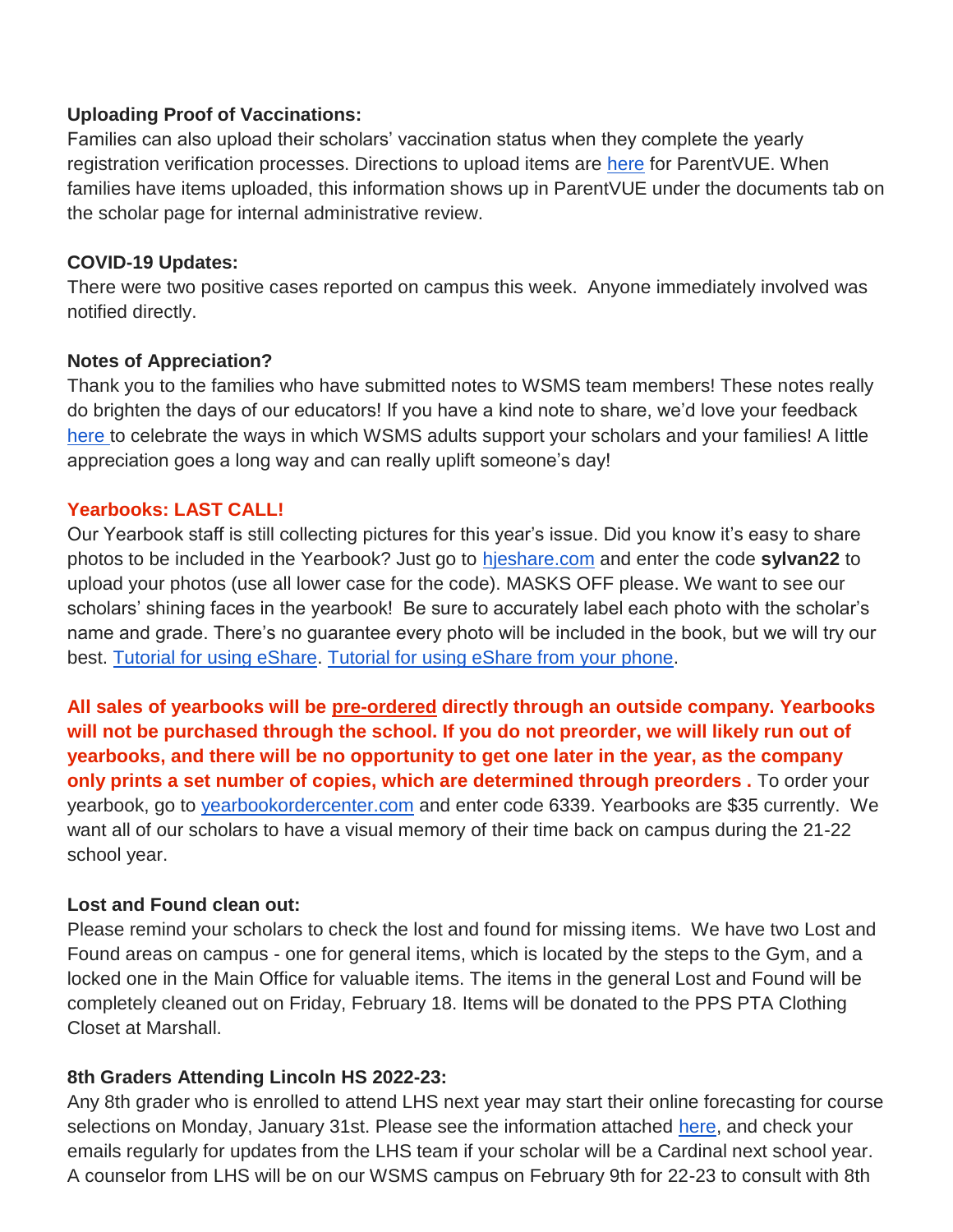**Uploading Proof of Vaccinations:**
Families can also upload their scholars' vaccination status when they complete the yearly registration verification processes. Directions to upload items are here for ParentVUE. When families have items uploaded, this information shows up in ParentVUE under the documents tab on the scholar page for internal administrative review.

**COVID-19 Updates:**
There were two positive cases reported on campus this week. Anyone immediately involved was notified directly.

**Notes of Appreciation?**
Thank you to the families who have submitted notes to WSMS team members! These notes really do brighten the days of our educators! If you have a kind note to share, we'd love your feedback here to celebrate the ways in which WSMS adults support your scholars and your families! A little appreciation goes a long way and can really uplift someone's day!

**Yearbooks: LAST CALL!**
Our Yearbook staff is still collecting pictures for this year's issue. Did you know it's easy to share photos to be included in the Yearbook? Just go to hjeshare.com and enter the code **sylvan22** to upload your photos (use all lower case for the code). MASKS OFF please. We want to see our scholars' shining faces in the yearbook! Be sure to accurately label each photo with the scholar's name and grade. There's no guarantee every photo will be included in the book, but we will try our best. Tutorial for using eShare. Tutorial for using eShare from your phone.

**All sales of yearbooks will be pre-ordered directly through an outside company. Yearbooks will not be purchased through the school. If you do not preorder, we will likely run out of yearbooks, and there will be no opportunity to get one later in the year, as the company only prints a set number of copies, which are determined through preorders .** To order your yearbook, go to yearbookordercenter.com and enter code 6339. Yearbooks are $35 currently. We want all of our scholars to have a visual memory of their time back on campus during the 21-22 school year.

**Lost and Found clean out:**
Please remind your scholars to check the lost and found for missing items. We have two Lost and Found areas on campus - one for general items, which is located by the steps to the Gym, and a locked one in the Main Office for valuable items. The items in the general Lost and Found will be completely cleaned out on Friday, February 18. Items will be donated to the PPS PTA Clothing Closet at Marshall.

**8th Graders Attending Lincoln HS 2022-23:**
Any 8th grader who is enrolled to attend LHS next year may start their online forecasting for course selections on Monday, January 31st. Please see the information attached here, and check your emails regularly for updates from the LHS team if your scholar will be a Cardinal next school year. A counselor from LHS will be on our WSMS campus on February 9th for 22-23 to consult with 8th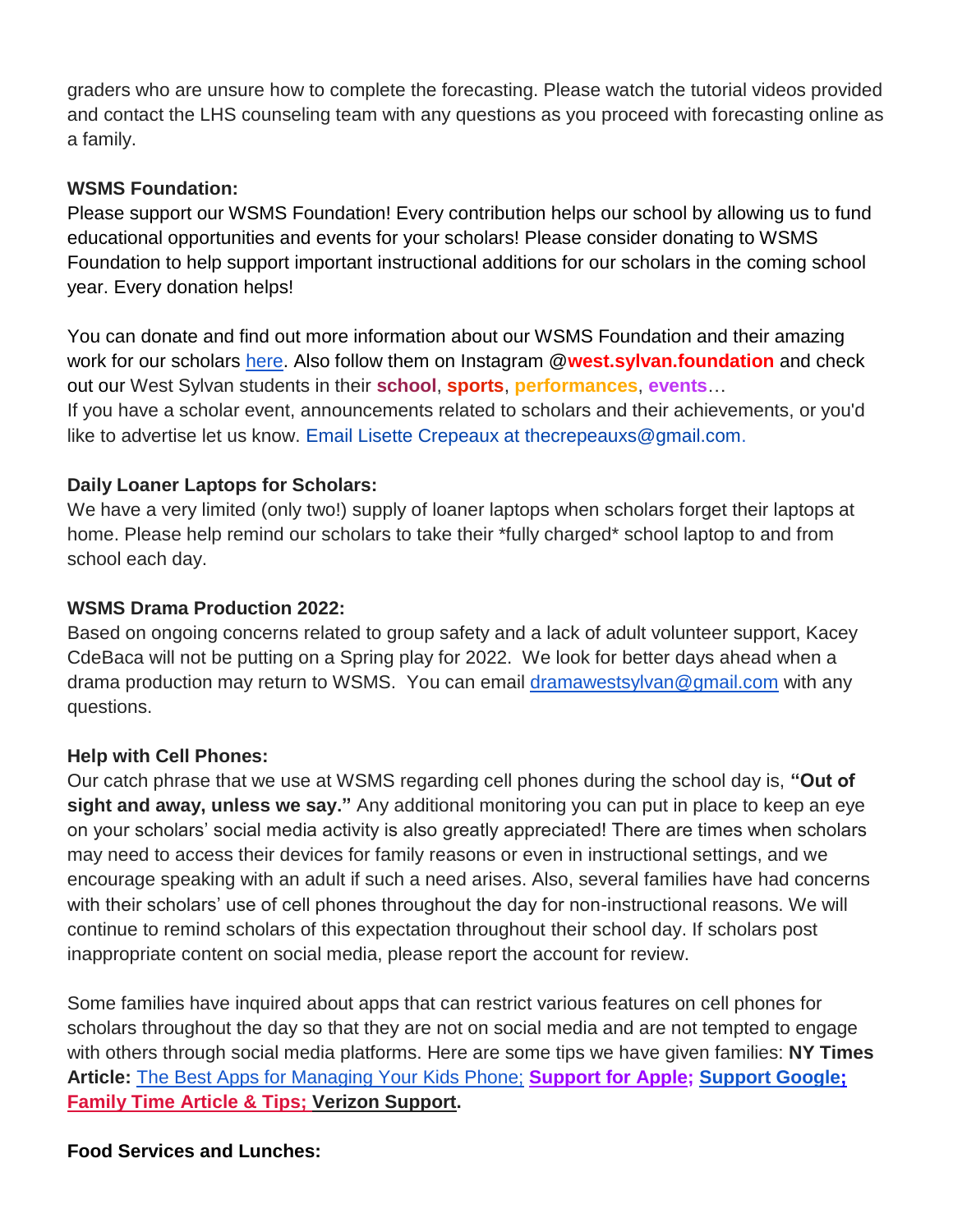graders who are unsure how to complete the forecasting. Please watch the tutorial videos provided and contact the LHS counseling team with any questions as you proceed with forecasting online as a family.

**WSMS Foundation:**
Please support our WSMS Foundation! Every contribution helps our school by allowing us to fund educational opportunities and events for your scholars! Please consider donating to WSMS Foundation to help support important instructional additions for our scholars in the coming school year. Every donation helps!

You can donate and find out more information about our WSMS Foundation and their amazing work for our scholars here. Also follow them on Instagram @**west.sylvan.foundation** and check out our West Sylvan students in their **school**, **sports**, **performances**, **events**…
If you have a scholar event, announcements related to scholars and their achievements, or you'd like to advertise let us know. Email Lisette Crepeaux at thecrepeauxs@gmail.com.

**Daily Loaner Laptops for Scholars:**
We have a very limited (only two!) supply of loaner laptops when scholars forget their laptops at home. Please help remind our scholars to take their *fully charged* school laptop to and from school each day.

**WSMS Drama Production 2022:**
Based on ongoing concerns related to group safety and a lack of adult volunteer support, Kacey CdeBaca will not be putting on a Spring play for 2022. We look for better days ahead when a drama production may return to WSMS. You can email dramawestsylvan@gmail.com with any questions.

**Help with Cell Phones:**
Our catch phrase that we use at WSMS regarding cell phones during the school day is, **"Out of sight and away, unless we say."** Any additional monitoring you can put in place to keep an eye on your scholars' social media activity is also greatly appreciated! There are times when scholars may need to access their devices for family reasons or even in instructional settings, and we encourage speaking with an adult if such a need arises. Also, several families have had concerns with their scholars' use of cell phones throughout the day for non-instructional reasons. We will continue to remind scholars of this expectation throughout their school day. If scholars post inappropriate content on social media, please report the account for review.

Some families have inquired about apps that can restrict various features on cell phones for scholars throughout the day so that they are not on social media and are not tempted to engage with others through social media platforms. Here are some tips we have given families: **NY Times Article:** The Best Apps for Managing Your Kids Phone; **Support for Apple; Support Google; Family Time Article & Tips; Verizon Support.**

**Food Services and Lunches:**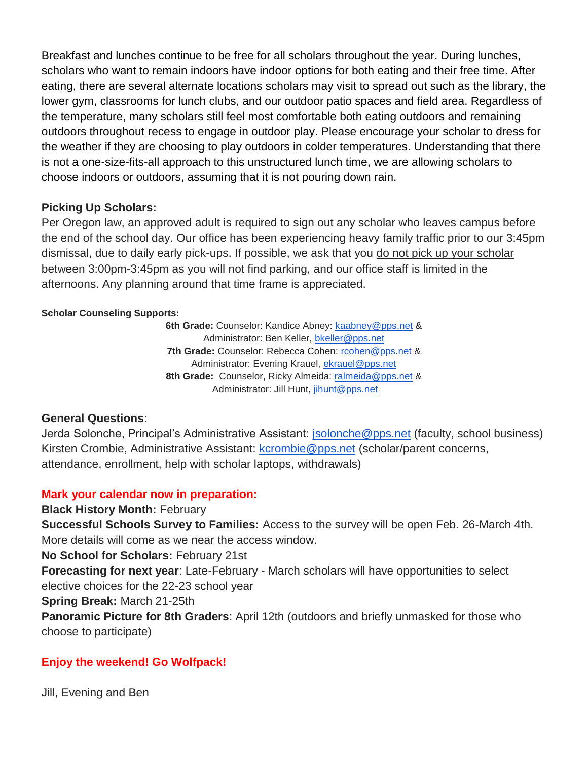Breakfast and lunches continue to be free for all scholars throughout the year. During lunches, scholars who want to remain indoors have indoor options for both eating and their free time. After eating, there are several alternate locations scholars may visit to spread out such as the library, the lower gym, classrooms for lunch clubs, and our outdoor patio spaces and field area. Regardless of the temperature, many scholars still feel most comfortable both eating outdoors and remaining outdoors throughout recess to engage in outdoor play. Please encourage your scholar to dress for the weather if they are choosing to play outdoors in colder temperatures. Understanding that there is not a one-size-fits-all approach to this unstructured lunch time, we are allowing scholars to choose indoors or outdoors, assuming that it is not pouring down rain.

**Picking Up Scholars:**

Per Oregon law, an approved adult is required to sign out any scholar who leaves campus before the end of the school day. Our office has been experiencing heavy family traffic prior to our 3:45pm dismissal, due to daily early pick-ups. If possible, we ask that you do not pick up your scholar between 3:00pm-3:45pm as you will not find parking, and our office staff is limited in the afternoons. Any planning around that time frame is appreciated.

**Scholar Counseling Supports:**

**6th Grade:** Counselor: Kandice Abney: kaabney@pps.net & Administrator: Ben Keller, bkeller@pps.net

**7th Grade:** Counselor: Rebecca Cohen: rcohen@pps.net & Administrator: Evening Krauel, ekrauel@pps.net

**8th Grade:** Counselor, Ricky Almeida: ralmeida@pps.net & Administrator: Jill Hunt, jihunt@pps.net

**General Questions**:

Jerda Solonche, Principal's Administrative Assistant: jsolonche@pps.net (faculty, school business)
Kirsten Crombie, Administrative Assistant: kcrombie@pps.net (scholar/parent concerns, attendance, enrollment, help with scholar laptops, withdrawals)

**Mark your calendar now in preparation:**

**Black History Month:** February
**Successful Schools Survey to Families:** Access to the survey will be open Feb. 26-March 4th. More details will come as we near the access window.
**No School for Scholars:** February 21st
**Forecasting for next year**: Late-February - March scholars will have opportunities to select elective choices for the 22-23 school year
**Spring Break:** March 21-25th
**Panoramic Picture for 8th Graders**: April 12th (outdoors and briefly unmasked for those who choose to participate)

**Enjoy the weekend! Go Wolfpack!**

Jill, Evening and Ben